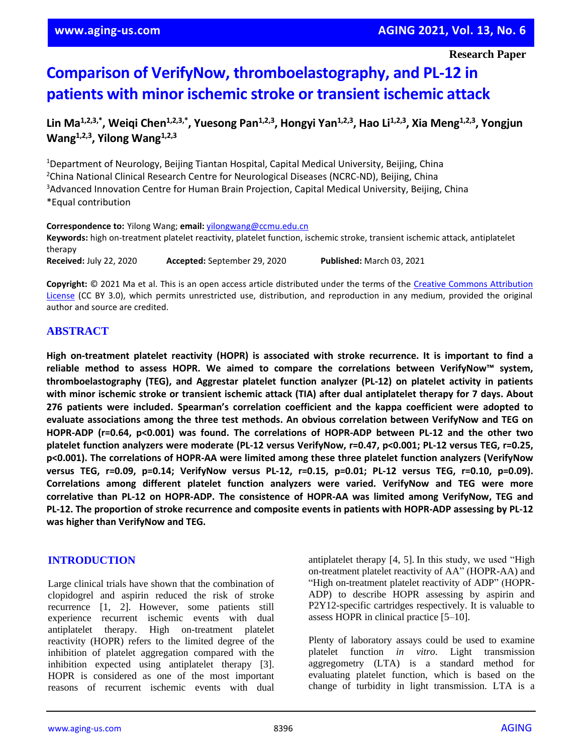Research Paper

# Comparison of VerifyNow, thromboelastography, and PL-12 in patients with minor ischemic stroke or transient ischemic attack

**Lin Ma[1,2,3,*], Weiqi Chen[1,2,3,*], Yuesong Pan[1,2,3], Hongyi Yan[1,2,3], Hao Li[1,2,3], Xia Meng[1,2,3], Yongjun Wang[1,2,3], Yilong Wang[1,2,3]**

[1]Department of Neurology, Beijing Tiantan Hospital, Capital Medical University, Beijing, China
[2]China National Clinical Research Centre for Neurological Diseases (NCRC-ND), Beijing, China
[3]Advanced Innovation Centre for Human Brain Projection, Capital Medical University, Beijing, China
*Equal contribution

**Correspondence to:** Yilong Wang; **email:** yilongwang@ccmu.edu.cn
**Keywords:** high on-treatment platelet reactivity, platelet function, ischemic stroke, transient ischemic attack, antiplatelet therapy
**Received:** July 22, 2020 **Accepted:** September 29, 2020 **Published:** March 03, 2021

**Copyright:** © 2021 Ma et al. This is an open access article distributed under the terms of the Creative Commons Attribution License (CC BY 3.0), which permits unrestricted use, distribution, and reproduction in any medium, provided the original author and source are credited.

## ABSTRACT

**High on-treatment platelet reactivity (HOPR) is associated with stroke recurrence. It is important to find a reliable method to assess HOPR. We aimed to compare the correlations between VerifyNow™ system, thromboelastography (TEG), and Aggrestar platelet function analyzer (PL-12) on platelet activity in patients with minor ischemic stroke or transient ischemic attack (TIA) after dual antiplatelet therapy for 7 days. About 276 patients were included. Spearman's correlation coefficient and the kappa coefficient were adopted to evaluate associations among the three test methods. An obvious correlation between VerifyNow and TEG on HOPR-ADP ($r=0.64$, $p<0.001$) was found. The correlations of HOPR-ADP between PL-12 and the other two platelet function analyzers were moderate (PL-12 versus VerifyNow, $r=0.47$, $p<0.001$; PL-12 versus TEG, $r=0.25$, $p<0.001$). The correlations of HOPR-AA were limited among these three platelet function analyzers (VerifyNow versus TEG, $r=0.09$, $p=0.14$; VerifyNow versus PL-12, $r=0.15$, $p=0.01$; PL-12 versus TEG, $r=0.10$, $p=0.09$). Correlations among different platelet function analyzers were varied. VerifyNow and TEG were more correlative than PL-12 on HOPR-ADP. The consistence of HOPR-AA was limited among VerifyNow, TEG and PL-12. The proportion of stroke recurrence and composite events in patients with HOPR-ADP assessing by PL-12 was higher than VerifyNow and TEG.**

## INTRODUCTION

Large clinical trials have shown that the combination of clopidogrel and aspirin reduced the risk of stroke recurrence [1, 2]. However, some patients still experience recurrent ischemic events with dual antiplatelet therapy. High on-treatment platelet reactivity (HOPR) refers to the limited degree of the inhibition of platelet aggregation compared with the inhibition expected using antiplatelet therapy [3]. HOPR is considered as one of the most important reasons of recurrent ischemic events with dual antiplatelet therapy [4, 5]. In this study, we used "High on-treatment platelet reactivity of AA" (HOPR-AA) and "High on-treatment platelet reactivity of ADP" (HOPR-ADP) to describe HOPR assessing by aspirin and P2Y12-specific cartridges respectively. It is valuable to assess HOPR in clinical practice [5–10].

Plenty of laboratory assays could be used to examine platelet function *in vitro*. Light transmission aggregometry (LTA) is a standard method for evaluating platelet function, which is based on the change of turbidity in light transmission. LTA is a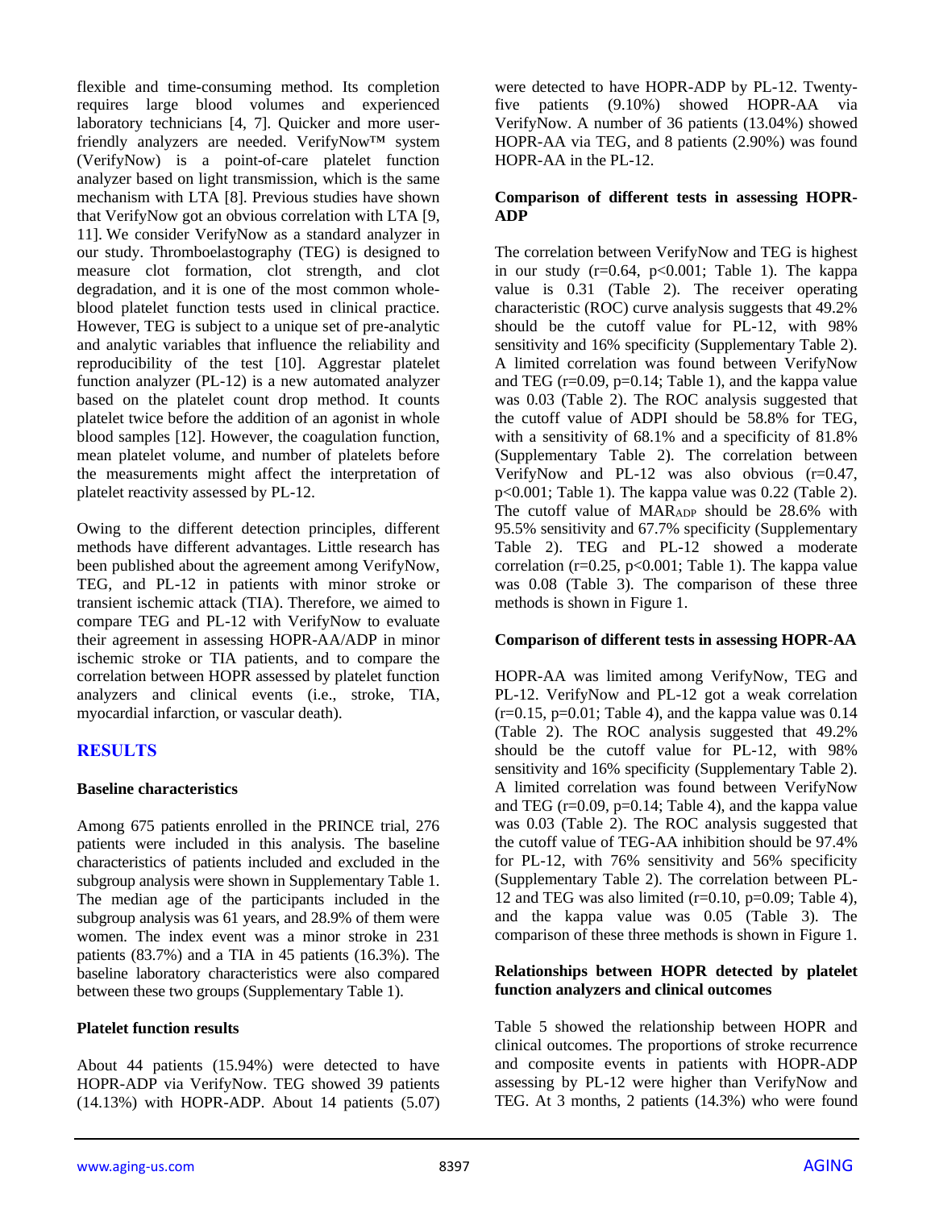flexible and time-consuming method. Its completion requires large blood volumes and experienced laboratory technicians [4, 7]. Quicker and more user-friendly analyzers are needed. VerifyNow™ system (VerifyNow) is a point-of-care platelet function analyzer based on light transmission, which is the same mechanism with LTA [8]. Previous studies have shown that VerifyNow got an obvious correlation with LTA [9, 11]. We consider VerifyNow as a standard analyzer in our study. Thromboelastography (TEG) is designed to measure clot formation, clot strength, and clot degradation, and it is one of the most common whole-blood platelet function tests used in clinical practice. However, TEG is subject to a unique set of pre-analytic and analytic variables that influence the reliability and reproducibility of the test [10]. Aggrestar platelet function analyzer (PL-12) is a new automated analyzer based on the platelet count drop method. It counts platelet twice before the addition of an agonist in whole blood samples [12]. However, the coagulation function, mean platelet volume, and number of platelets before the measurements might affect the interpretation of platelet reactivity assessed by PL-12.

Owing to the different detection principles, different methods have different advantages. Little research has been published about the agreement among VerifyNow, TEG, and PL-12 in patients with minor stroke or transient ischemic attack (TIA). Therefore, we aimed to compare TEG and PL-12 with VerifyNow to evaluate their agreement in assessing HOPR-AA/ADP in minor ischemic stroke or TIA patients, and to compare the correlation between HOPR assessed by platelet function analyzers and clinical events (i.e., stroke, TIA, myocardial infarction, or vascular death).

## RESULTS

### Baseline characteristics

Among 675 patients enrolled in the PRINCE trial, 276 patients were included in this analysis. The baseline characteristics of patients included and excluded in the subgroup analysis were shown in Supplementary Table 1. The median age of the participants included in the subgroup analysis was 61 years, and 28.9% of them were women. The index event was a minor stroke in 231 patients (83.7%) and a TIA in 45 patients (16.3%). The baseline laboratory characteristics were also compared between these two groups (Supplementary Table 1).

### Platelet function results

About 44 patients (15.94%) were detected to have HOPR-ADP via VerifyNow. TEG showed 39 patients (14.13%) with HOPR-ADP. About 14 patients (5.07) were detected to have HOPR-ADP by PL-12. Twenty-five patients (9.10%) showed HOPR-AA via VerifyNow. A number of 36 patients (13.04%) showed HOPR-AA via TEG, and 8 patients (2.90%) was found HOPR-AA in the PL-12.

### Comparison of different tests in assessing HOPR-ADP

The correlation between VerifyNow and TEG is highest in our study ($r=0.64$, $p<0.001$; Table 1). The kappa value is 0.31 (Table 2). The receiver operating characteristic (ROC) curve analysis suggests that 49.2% should be the cutoff value for PL-12, with 98% sensitivity and 16% specificity (Supplementary Table 2). A limited correlation was found between VerifyNow and TEG ($r=0.09$, $p=0.14$; Table 1), and the kappa value was 0.03 (Table 2). The ROC analysis suggested that the cutoff value of ADPI should be 58.8% for TEG, with a sensitivity of 68.1% and a specificity of 81.8% (Supplementary Table 2). The correlation between VerifyNow and PL-12 was also obvious ($r=0.47$, $p<0.001$; Table 1). The kappa value was 0.22 (Table 2). The cutoff value of $MAR_{ADP}$ should be 28.6% with 95.5% sensitivity and 67.7% specificity (Supplementary Table 2). TEG and PL-12 showed a moderate correlation ($r=0.25$, $p<0.001$; Table 1). The kappa value was 0.08 (Table 3). The comparison of these three methods is shown in Figure 1.

### Comparison of different tests in assessing HOPR-AA

HOPR-AA was limited among VerifyNow, TEG and PL-12. VerifyNow and PL-12 got a weak correlation ($r=0.15$, $p=0.01$; Table 4), and the kappa value was 0.14 (Table 2). The ROC analysis suggested that 49.2% should be the cutoff value for PL-12, with 98% sensitivity and 16% specificity (Supplementary Table 2). A limited correlation was found between VerifyNow and TEG ($r=0.09$, $p=0.14$; Table 4), and the kappa value was 0.03 (Table 2). The ROC analysis suggested that the cutoff value of TEG-AA inhibition should be 97.4% for PL-12, with 76% sensitivity and 56% specificity (Supplementary Table 2). The correlation between PL-12 and TEG was also limited ($r=0.10$, $p=0.09$; Table 4), and the kappa value was 0.05 (Table 3). The comparison of these three methods is shown in Figure 1.

### Relationships between HOPR detected by platelet function analyzers and clinical outcomes

Table 5 showed the relationship between HOPR and clinical outcomes. The proportions of stroke recurrence and composite events in patients with HOPR-ADP assessing by PL-12 were higher than VerifyNow and TEG. At 3 months, 2 patients (14.3%) who were found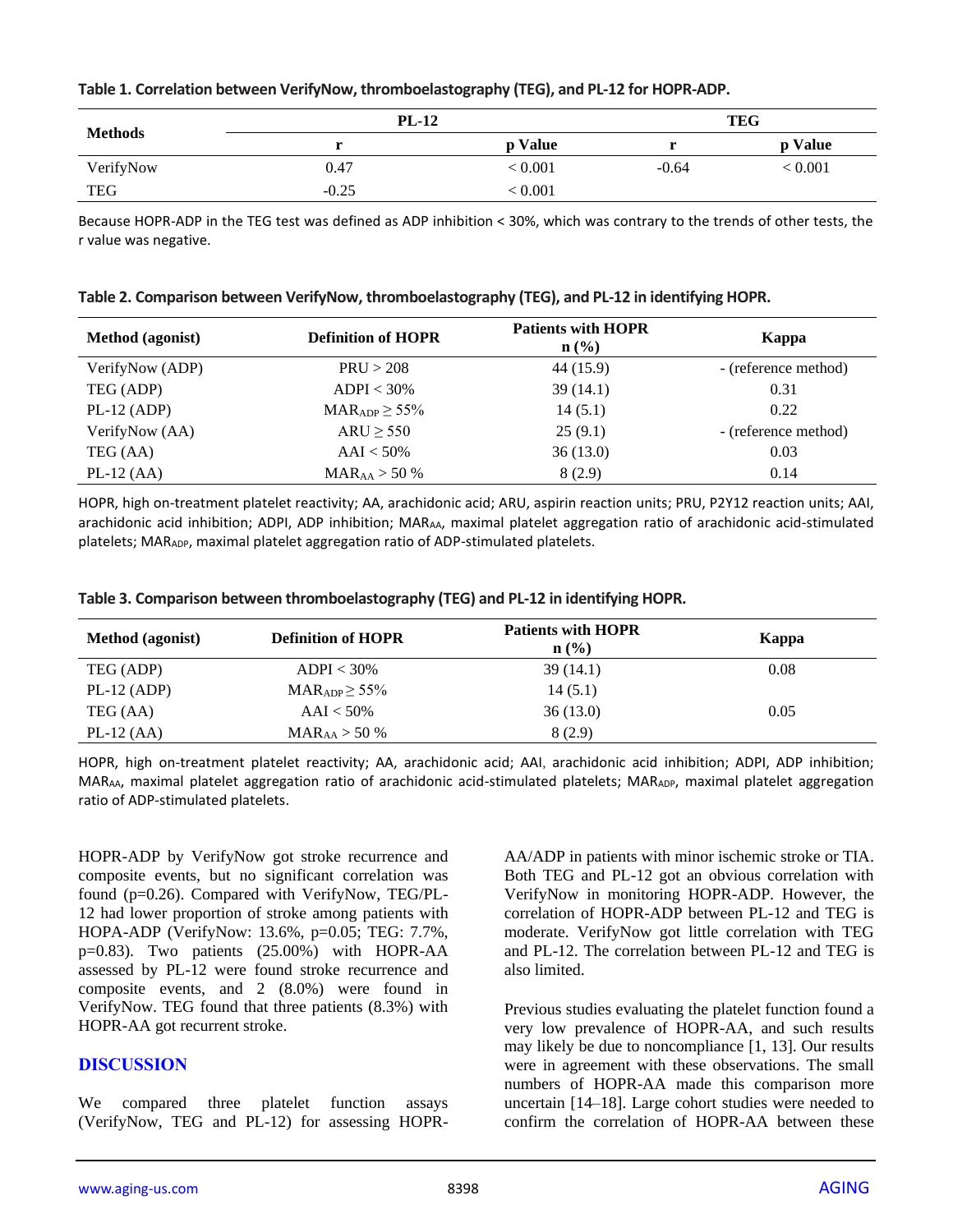**Table 1. Correlation between VerifyNow, thromboelastography (TEG), and PL-12 for HOPR-ADP.**

| Methods | PL-12 | | TEG | |
|---|---|---|---|---|
| | r | p Value | r | p Value |
| VerifyNow | 0.47 | < 0.001 | -0.64 | < 0.001 |
| TEG | -0.25 | < 0.001 | | |

Because HOPR-ADP in the TEG test was defined as ADP inhibition < 30%, which was contrary to the trends of other tests, the r value was negative.

**Table 2. Comparison between VerifyNow, thromboelastography (TEG), and PL-12 in identifying HOPR.**

| Method (agonist) | Definition of HOPR | Patients with HOPR n (%) | Kappa |
|---|---|---|---|
| VerifyNow (ADP) | PRU > 208 | 44 (15.9) | - (reference method) |
| TEG (ADP) | ADPI < 30% | 39 (14.1) | 0.31 |
| PL-12 (ADP) | $MAR_{ADP} \geq 55\%$ | 14 (5.1) | 0.22 |
| VerifyNow (AA) | ARU ≥ 550 | 25 (9.1) | - (reference method) |
| TEG (AA) | AAI < 50% | 36 (13.0) | 0.03 |
| PL-12 (AA) | $MAR_{AA} > 50\%$ | 8 (2.9) | 0.14 |

HOPR, high on-treatment platelet reactivity; AA, arachidonic acid; ARU, aspirin reaction units; PRU, P2Y12 reaction units; AAI, arachidonic acid inhibition; ADPI, ADP inhibition; $MAR_{AA}$, maximal platelet aggregation ratio of arachidonic acid-stimulated platelets; $MAR_{ADP}$, maximal platelet aggregation ratio of ADP-stimulated platelets.

**Table 3. Comparison between thromboelastography (TEG) and PL-12 in identifying HOPR.**

| Method (agonist) | Definition of HOPR | Patients with HOPR n (%) | Kappa |
|---|---|---|---|
| TEG (ADP) | ADPI < 30% | 39 (14.1) | 0.08 |
| PL-12 (ADP) | $MAR_{ADP} \geq 55\%$ | 14 (5.1) | |
| TEG (AA) | AAI < 50% | 36 (13.0) | 0.05 |
| PL-12 (AA) | $MAR_{AA} > 50\%$ | 8 (2.9) | |

HOPR, high on-treatment platelet reactivity; AA, arachidonic acid; AAI, arachidonic acid inhibition; ADPI, ADP inhibition; $MAR_{AA}$, maximal platelet aggregation ratio of arachidonic acid-stimulated platelets; $MAR_{ADP}$, maximal platelet aggregation ratio of ADP-stimulated platelets.

HOPR-ADP by VerifyNow got stroke recurrence and composite events, but no significant correlation was found (p=0.26). Compared with VerifyNow, TEG/PL-12 had lower proportion of stroke among patients with HOPA-ADP (VerifyNow: 13.6%, p=0.05; TEG: 7.7%, p=0.83). Two patients (25.00%) with HOPR-AA assessed by PL-12 were found stroke recurrence and composite events, and 2 (8.0%) were found in VerifyNow. TEG found that three patients (8.3%) with HOPR-AA got recurrent stroke.

## DISCUSSION

We compared three platelet function assays (VerifyNow, TEG and PL-12) for assessing HOPR-AA/ADP in patients with minor ischemic stroke or TIA. Both TEG and PL-12 got an obvious correlation with VerifyNow in monitoring HOPR-ADP. However, the correlation of HOPR-ADP between PL-12 and TEG is moderate. VerifyNow got little correlation with TEG and PL-12. The correlation between PL-12 and TEG is also limited.

Previous studies evaluating the platelet function found a very low prevalence of HOPR-AA, and such results may likely be due to noncompliance [1, 13]. Our results were in agreement with these observations. The small numbers of HOPR-AA made this comparison more uncertain [14–18]. Large cohort studies were needed to confirm the correlation of HOPR-AA between these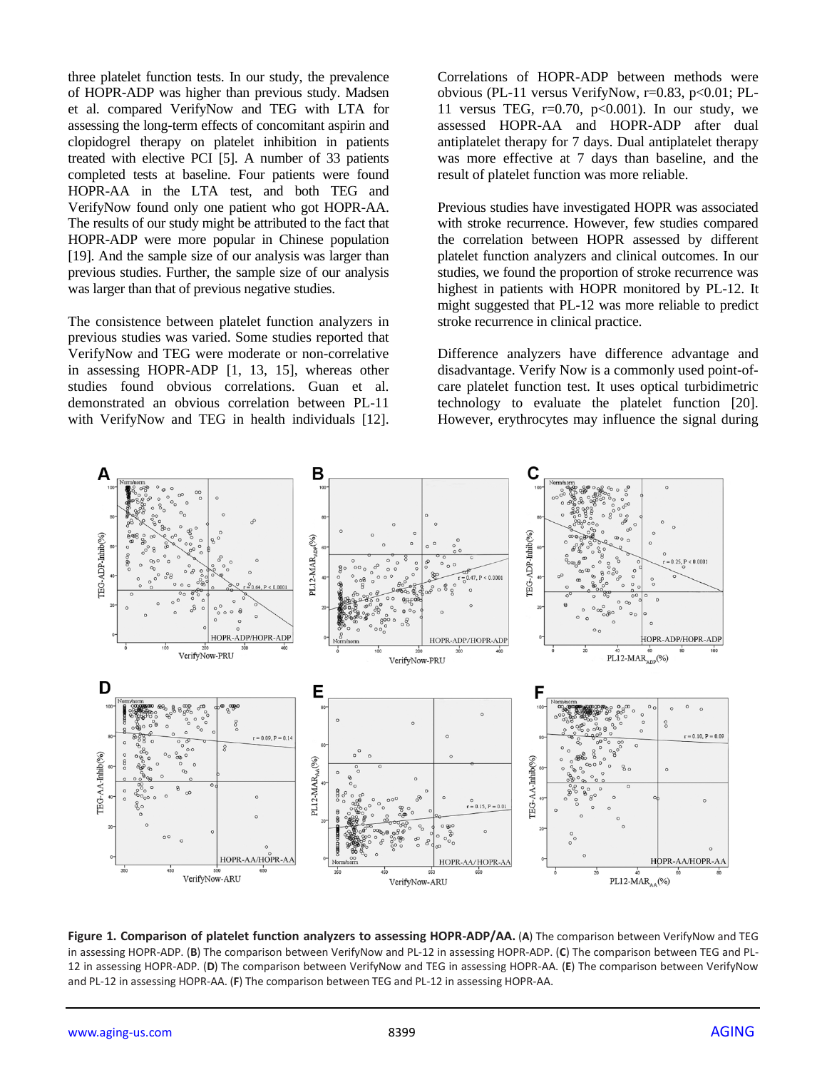three platelet function tests. In our study, the prevalence of HOPR-ADP was higher than previous study. Madsen et al. compared VerifyNow and TEG with LTA for assessing the long-term effects of concomitant aspirin and clopidogrel therapy on platelet inhibition in patients treated with elective PCI [5]. A number of 33 patients completed tests at baseline. Four patients were found HOPR-AA in the LTA test, and both TEG and VerifyNow found only one patient who got HOPR-AA. The results of our study might be attributed to the fact that HOPR-ADP were more popular in Chinese population [19]. And the sample size of our analysis was larger than previous studies. Further, the sample size of our analysis was larger than that of previous negative studies.

The consistence between platelet function analyzers in previous studies was varied. Some studies reported that VerifyNow and TEG were moderate or non-correlative in assessing HOPR-ADP [1, 13, 15], whereas other studies found obvious correlations. Guan et al. demonstrated an obvious correlation between PL-11 with VerifyNow and TEG in health individuals [12]. Correlations of HOPR-ADP between methods were obvious (PL-11 versus VerifyNow, r=0.83, p<0.01; PL-11 versus TEG, r=0.70, p<0.001). In our study, we assessed HOPR-AA and HOPR-ADP after dual antiplatelet therapy for 7 days. Dual antiplatelet therapy was more effective at 7 days than baseline, and the result of platelet function was more reliable.

Previous studies have investigated HOPR was associated with stroke recurrence. However, few studies compared the correlation between HOPR assessed by different platelet function analyzers and clinical outcomes. In our studies, we found the proportion of stroke recurrence was highest in patients with HOPR monitored by PL-12. It might suggested that PL-12 was more reliable to predict stroke recurrence in clinical practice.

Difference analyzers have difference advantage and disadvantage. Verify Now is a commonly used point-of-care platelet function test. It uses optical turbidimetric technology to evaluate the platelet function [20]. However, erythrocytes may influence the signal during

**Figure 1. Comparison of platelet function analyzers to assessing HOPR-ADP/AA.** (**A**) The comparison between VerifyNow and TEG in assessing HOPR-ADP. (**B**) The comparison between VerifyNow and PL-12 in assessing HOPR-ADP. (**C**) The comparison between TEG and PL-12 in assessing HOPR-ADP. (**D**) The comparison between VerifyNow and TEG in assessing HOPR-AA. (**E**) The comparison between VerifyNow and PL-12 in assessing HOPR-AA. (**F**) The comparison between TEG and PL-12 in assessing HOPR-AA.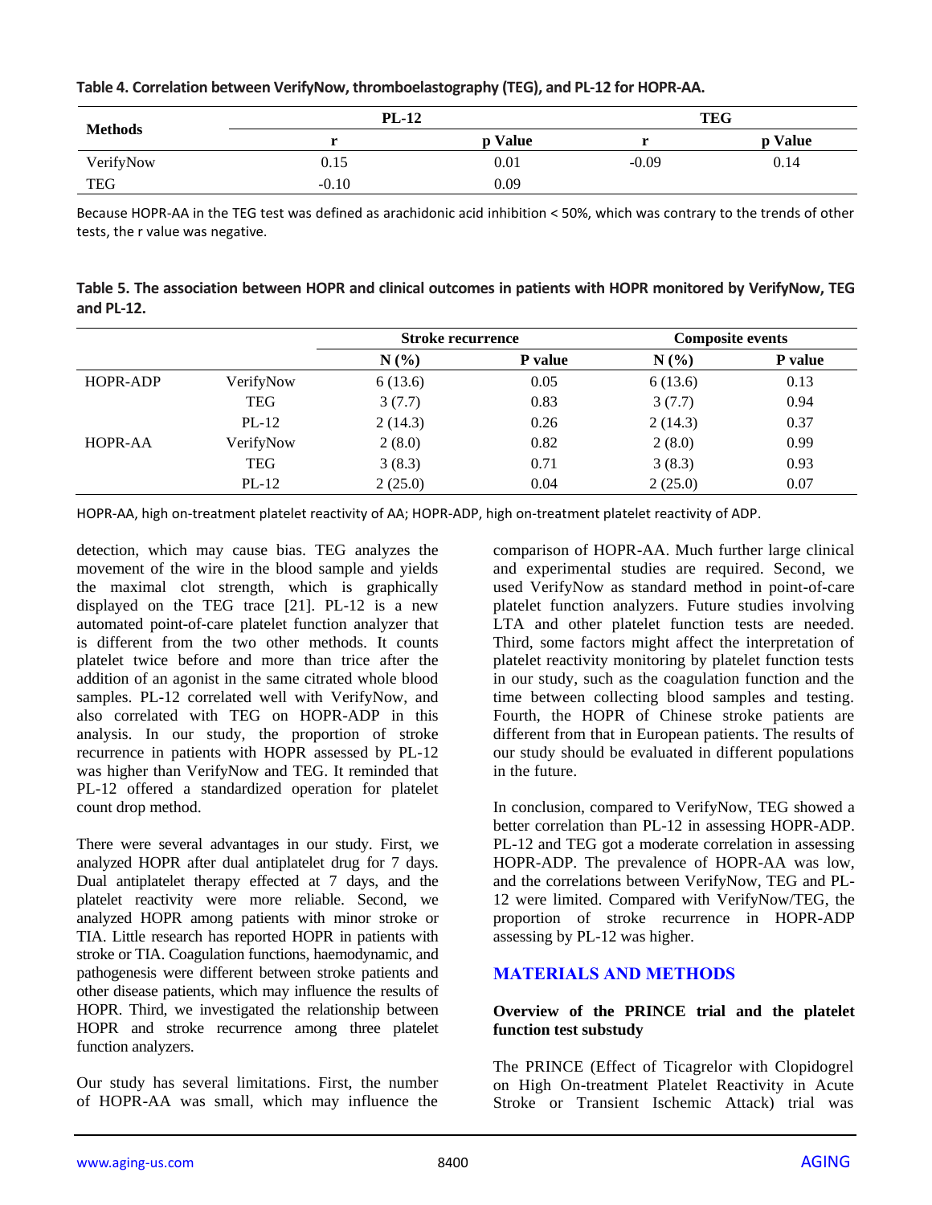**Table 4. Correlation between VerifyNow, thromboelastography (TEG), and PL-12 for HOPR-AA.**

| Methods | PL-12 | | TEG | |
|---|---|---|---|---|
| | r | p Value | r | p Value |
| VerifyNow | 0.15 | 0.01 | -0.09 | 0.14 |
| TEG | -0.10 | 0.09 | | |

Because HOPR-AA in the TEG test was defined as arachidonic acid inhibition < 50%, which was contrary to the trends of other tests, the r value was negative.

**Table 5. The association between HOPR and clinical outcomes in patients with HOPR monitored by VerifyNow, TEG and PL-12.**

| | | Stroke recurrence | | Composite events | |
|---|---|---|---|---|---|
| | | N (%) | P value | N (%) | P value |
| HOPR-ADP | VerifyNow | 6 (13.6) | 0.05 | 6 (13.6) | 0.13 |
| | TEG | 3 (7.7) | 0.83 | 3 (7.7) | 0.94 |
| | PL-12 | 2 (14.3) | 0.26 | 2 (14.3) | 0.37 |
| HOPR-AA | VerifyNow | 2 (8.0) | 0.82 | 2 (8.0) | 0.99 |
| | TEG | 3 (8.3) | 0.71 | 3 (8.3) | 0.93 |
| | PL-12 | 2 (25.0) | 0.04 | 2 (25.0) | 0.07 |

HOPR-AA, high on-treatment platelet reactivity of AA; HOPR-ADP, high on-treatment platelet reactivity of ADP.

detection, which may cause bias. TEG analyzes the movement of the wire in the blood sample and yields the maximal clot strength, which is graphically displayed on the TEG trace [21]. PL-12 is a new automated point-of-care platelet function analyzer that is different from the two other methods. It counts platelet twice before and more than trice after the addition of an agonist in the same citrated whole blood samples. PL-12 correlated well with VerifyNow, and also correlated with TEG on HOPR-ADP in this analysis. In our study, the proportion of stroke recurrence in patients with HOPR assessed by PL-12 was higher than VerifyNow and TEG. It reminded that PL-12 offered a standardized operation for platelet count drop method.

There were several advantages in our study. First, we analyzed HOPR after dual antiplatelet drug for 7 days. Dual antiplatelet therapy effected at 7 days, and the platelet reactivity were more reliable. Second, we analyzed HOPR among patients with minor stroke or TIA. Little research has reported HOPR in patients with stroke or TIA. Coagulation functions, haemodynamic, and pathogenesis were different between stroke patients and other disease patients, which may influence the results of HOPR. Third, we investigated the relationship between HOPR and stroke recurrence among three platelet function analyzers.

Our study has several limitations. First, the number of HOPR-AA was small, which may influence the comparison of HOPR-AA. Much further large clinical and experimental studies are required. Second, we used VerifyNow as standard method in point-of-care platelet function analyzers. Future studies involving LTA and other platelet function tests are needed. Third, some factors might affect the interpretation of platelet reactivity monitoring by platelet function tests in our study, such as the coagulation function and the time between collecting blood samples and testing. Fourth, the HOPR of Chinese stroke patients are different from that in European patients. The results of our study should be evaluated in different populations in the future.

In conclusion, compared to VerifyNow, TEG showed a better correlation than PL-12 in assessing HOPR-ADP. PL-12 and TEG got a moderate correlation in assessing HOPR-ADP. The prevalence of HOPR-AA was low, and the correlations between VerifyNow, TEG and PL-12 were limited. Compared with VerifyNow/TEG, the proportion of stroke recurrence in HOPR-ADP assessing by PL-12 was higher.

## MATERIALS AND METHODS

### Overview of the PRINCE trial and the platelet function test substudy

The PRINCE (Effect of Ticagrelor with Clopidogrel on High On-treatment Platelet Reactivity in Acute Stroke or Transient Ischemic Attack) trial was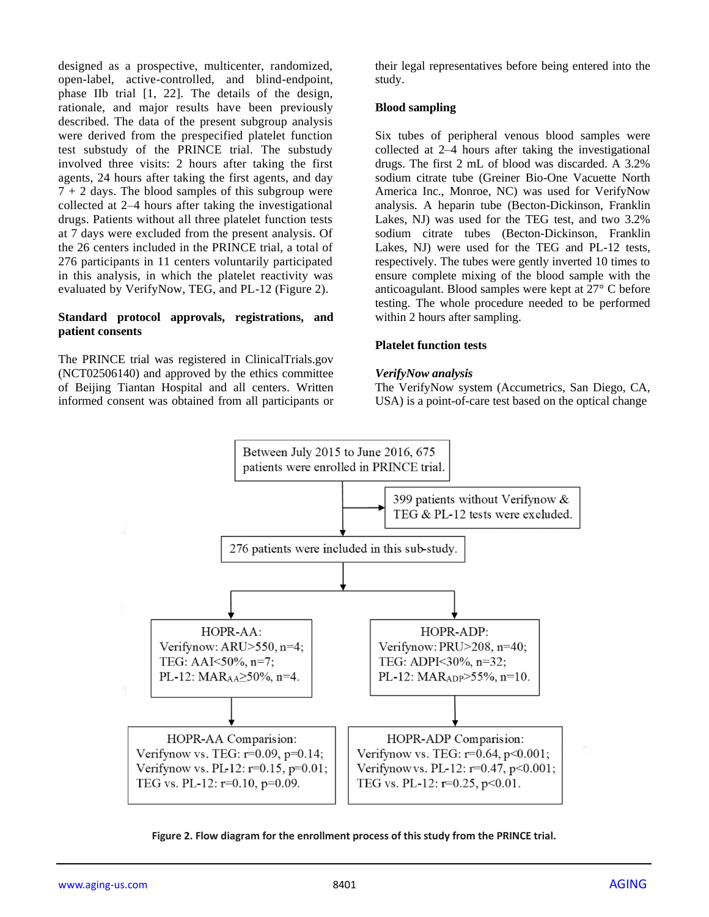designed as a prospective, multicenter, randomized, open-label, active-controlled, and blind-endpoint, phase IIb trial [1, 22]. The details of the design, rationale, and major results have been previously described. The data of the present subgroup analysis were derived from the prespecified platelet function test substudy of the PRINCE trial. The substudy involved three visits: 2 hours after taking the first agents, 24 hours after taking the first agents, and day 7 + 2 days. The blood samples of this subgroup were collected at 2–4 hours after taking the investigational drugs. Patients without all three platelet function tests at 7 days were excluded from the present analysis. Of the 26 centers included in the PRINCE trial, a total of 276 participants in 11 centers voluntarily participated in this analysis, in which the platelet reactivity was evaluated by VerifyNow, TEG, and PL-12 (Figure 2).

**Standard protocol approvals, registrations, and patient consents**

The PRINCE trial was registered in ClinicalTrials.gov (NCT02506140) and approved by the ethics committee of Beijing Tiantan Hospital and all centers. Written informed consent was obtained from all participants or their legal representatives before being entered into the study.

**Blood sampling**

Six tubes of peripheral venous blood samples were collected at 2–4 hours after taking the investigational drugs. The first 2 mL of blood was discarded. A 3.2% sodium citrate tube (Greiner Bio-One Vacuette North America Inc., Monroe, NC) was used for VerifyNow analysis. A heparin tube (Becton-Dickinson, Franklin Lakes, NJ) was used for the TEG test, and two 3.2% sodium citrate tubes (Becton-Dickinson, Franklin Lakes, NJ) were used for the TEG and PL-12 tests, respectively. The tubes were gently inverted 10 times to ensure complete mixing of the blood sample with the anticoagulant. Blood samples were kept at 27° C before testing. The whole procedure needed to be performed within 2 hours after sampling.

**Platelet function tests**

***VerifyNow analysis***

The VerifyNow system (Accumetrics, San Diego, CA, USA) is a point-of-care test based on the optical change

Between July 2015 to June 2016, 675 patients were enrolled in PRINCE trial.

399 patients without Verifynow & TEG & PL-12 tests were excluded.

276 patients were included in this sub-study.

HOPR-AA:
Verifynow: ARU>550, n=4;
TEG: AAI<50%, n=7;
PL-12: $MAR_{AA}$≥50%, n=4.

HOPR-ADP:
Verifynow: PRU>208, n=40;
TEG: ADPI<30%, n=32;
PL-12: $MAR_{ADP}$>55%, n=10.

HOPR-AA Comparision:
Verifynow vs. TEG: r=0.09, p=0.14;
Verifynow vs. PL-12: r=0.15, p=0.01;
TEG vs. PL-12: r=0.10, p=0.09.

HOPR-ADP Comparision:
Verifynow vs. TEG: r=0.64, p<0.001;
Verifynow vs. PL-12: r=0.47, p<0.001;
TEG vs. PL-12: r=0.25, p<0.01.

**Figure 2. Flow diagram for the enrollment process of this study from the PRINCE trial.**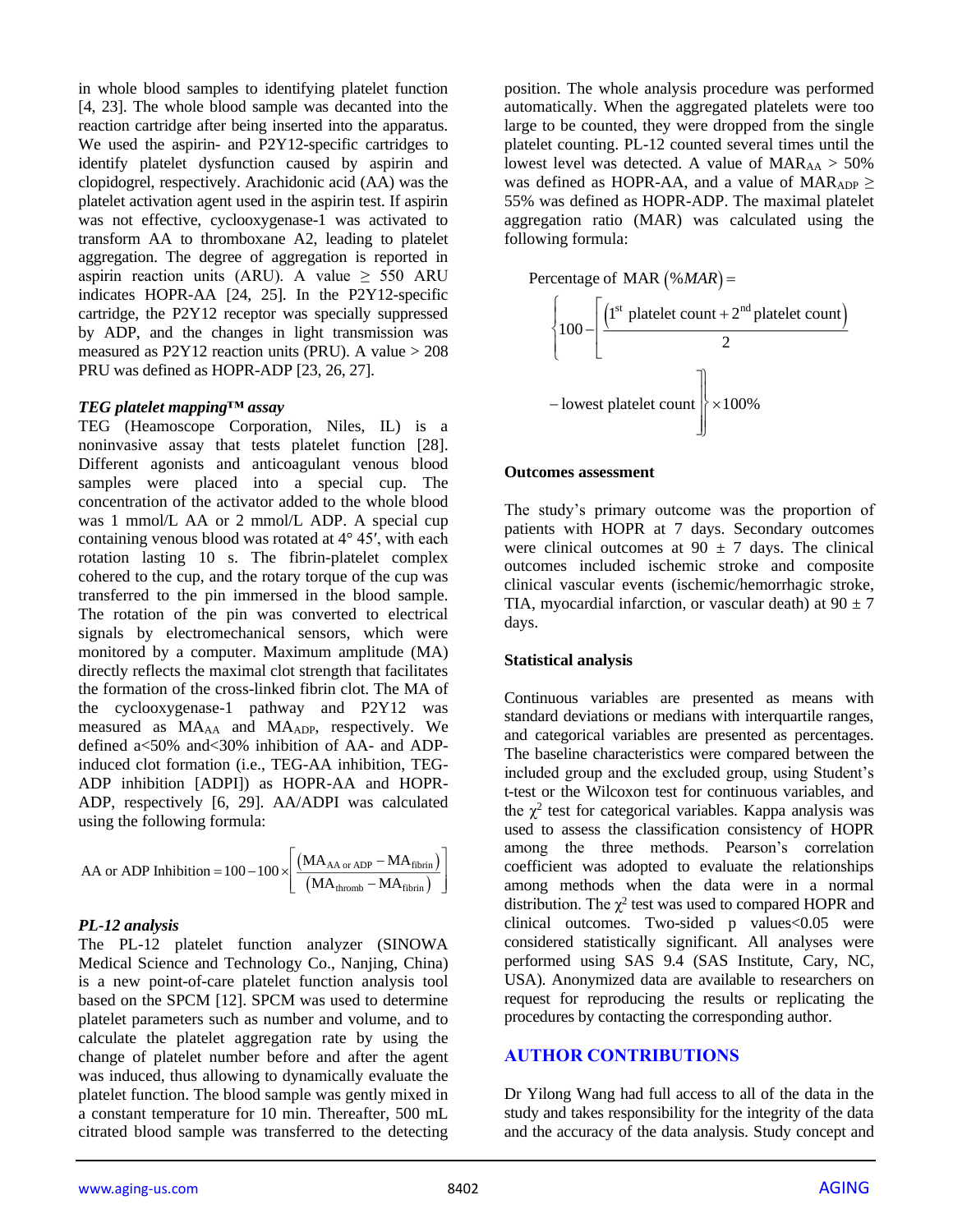in whole blood samples to identifying platelet function [4, 23]. The whole blood sample was decanted into the reaction cartridge after being inserted into the apparatus. We used the aspirin- and P2Y12-specific cartridges to identify platelet dysfunction caused by aspirin and clopidogrel, respectively. Arachidonic acid (AA) was the platelet activation agent used in the aspirin test. If aspirin was not effective, cyclooxygenase-1 was activated to transform AA to thromboxane A2, leading to platelet aggregation. The degree of aggregation is reported in aspirin reaction units (ARU). A value ≥ 550 ARU indicates HOPR-AA [24, 25]. In the P2Y12-specific cartridge, the P2Y12 receptor was specially suppressed by ADP, and the changes in light transmission was measured as P2Y12 reaction units (PRU). A value > 208 PRU was defined as HOPR-ADP [23, 26, 27].

### *TEG platelet mapping™ assay*

TEG (Heamoscope Corporation, Niles, IL) is a noninvasive assay that tests platelet function [28]. Different agonists and anticoagulant venous blood samples were placed into a special cup. The concentration of the activator added to the whole blood was 1 mmol/L AA or 2 mmol/L ADP. A special cup containing venous blood was rotated at 4° 45′, with each rotation lasting 10 s. The fibrin-platelet complex cohered to the cup, and the rotary torque of the cup was transferred to the pin immersed in the blood sample. The rotation of the pin was converted to electrical signals by electromechanical sensors, which were monitored by a computer. Maximum amplitude (MA) directly reflects the maximal clot strength that facilitates the formation of the cross-linked fibrin clot. The MA of the cyclooxygenase-1 pathway and P2Y12 was measured as $MA_{AA}$ and $MA_{ADP}$, respectively. We defined a<50% and<30% inhibition of AA- and ADP-induced clot formation (i.e., TEG-AA inhibition, TEG-ADP inhibition [ADPI]) as HOPR-AA and HOPR-ADP, respectively [6, 29]. AA/ADPI was calculated using the following formula:

$$\text{AA or ADP Inhibition} = 100 - 100 \times \left[ \frac{\left(\text{MA}_{\text{AA or ADP}} - \text{MA}_{\text{fibrin}}\right)}{\left(\text{MA}_{\text{thromb}} - \text{MA}_{\text{fibrin}}\right)} \right]$$

### *PL-12 analysis*

The PL-12 platelet function analyzer (SINOWA Medical Science and Technology Co., Nanjing, China) is a new point-of-care platelet function analysis tool based on the SPCM [12]. SPCM was used to determine platelet parameters such as number and volume, and to calculate the platelet aggregation rate by using the change of platelet number before and after the agent was induced, thus allowing to dynamically evaluate the platelet function. The blood sample was gently mixed in a constant temperature for 10 min. Thereafter, 500 mL citrated blood sample was transferred to the detecting position. The whole analysis procedure was performed automatically. When the aggregated platelets were too large to be counted, they were dropped from the single platelet counting. PL-12 counted several times until the lowest level was detected. A value of $MAR_{AA}$ > 50% was defined as HOPR-AA, and a value of $MAR_{ADP}$ ≥ 55% was defined as HOPR-ADP. The maximal platelet aggregation ratio (MAR) was calculated using the following formula:

$$\text{Percentage of MAR } (\%MAR) = \left\{ 100 - \left[ \frac{\left(1^{\text{st}} \text{ platelet count} + 2^{\text{nd}} \text{ platelet count}\right)}{2} - \text{lowest platelet count} \right] \right\} \times 100\%$$

### Outcomes assessment

The study's primary outcome was the proportion of patients with HOPR at 7 days. Secondary outcomes were clinical outcomes at 90 ± 7 days. The clinical outcomes included ischemic stroke and composite clinical vascular events (ischemic/hemorrhagic stroke, TIA, myocardial infarction, or vascular death) at 90 ± 7 days.

### Statistical analysis

Continuous variables are presented as means with standard deviations or medians with interquartile ranges, and categorical variables are presented as percentages. The baseline characteristics were compared between the included group and the excluded group, using Student's t-test or the Wilcoxon test for continuous variables, and the $\chi^2$ test for categorical variables. Kappa analysis was used to assess the classification consistency of HOPR among the three methods. Pearson's correlation coefficient was adopted to evaluate the relationships among methods when the data were in a normal distribution. The $\chi^2$ test was used to compared HOPR and clinical outcomes. Two-sided p values<0.05 were considered statistically significant. All analyses were performed using SAS 9.4 (SAS Institute, Cary, NC, USA). Anonymized data are available to researchers on request for reproducing the results or replicating the procedures by contacting the corresponding author.

## AUTHOR CONTRIBUTIONS

Dr Yilong Wang had full access to all of the data in the study and takes responsibility for the integrity of the data and the accuracy of the data analysis. Study concept and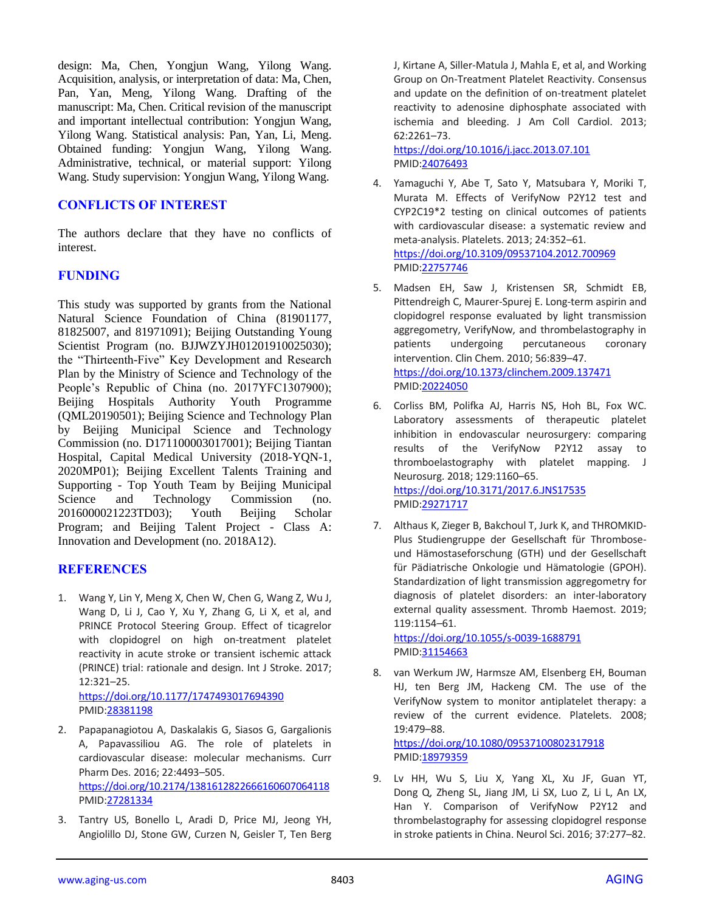design: Ma, Chen, Yongjun Wang, Yilong Wang. Acquisition, analysis, or interpretation of data: Ma, Chen, Pan, Yan, Meng, Yilong Wang. Drafting of the manuscript: Ma, Chen. Critical revision of the manuscript and important intellectual contribution: Yongjun Wang, Yilong Wang. Statistical analysis: Pan, Yan, Li, Meng. Obtained funding: Yongjun Wang, Yilong Wang. Administrative, technical, or material support: Yilong Wang. Study supervision: Yongjun Wang, Yilong Wang.

## CONFLICTS OF INTEREST

The authors declare that they have no conflicts of interest.

## FUNDING

This study was supported by grants from the National Natural Science Foundation of China (81901177, 81825007, and 81971091); Beijing Outstanding Young Scientist Program (no. BJJWZYJH01201910025030); the "Thirteenth-Five" Key Development and Research Plan by the Ministry of Science and Technology of the People's Republic of China (no. 2017YFC1307900); Beijing Hospitals Authority Youth Programme (QML20190501); Beijing Science and Technology Plan by Beijing Municipal Science and Technology Commission (no. D171100003017001); Beijing Tiantan Hospital, Capital Medical University (2018-YQN-1, 2020MP01); Beijing Excellent Talents Training and Supporting - Top Youth Team by Beijing Municipal Science and Technology Commission (no. 2016000021223TD03); Youth Beijing Scholar Program; and Beijing Talent Project - Class A: Innovation and Development (no. 2018A12).

## REFERENCES

1. Wang Y, Lin Y, Meng X, Chen W, Chen G, Wang Z, Wu J, Wang D, Li J, Cao Y, Xu Y, Zhang G, Li X, et al, and PRINCE Protocol Steering Group. Effect of ticagrelor with clopidogrel on high on-treatment platelet reactivity in acute stroke or transient ischemic attack (PRINCE) trial: rationale and design. Int J Stroke. 2017; 12:321–25.
https://doi.org/10.1177/1747493017694390
PMID:28381198

2. Papapanagiotou A, Daskalakis G, Siasos G, Gargalionis A, Papavassiliou AG. The role of platelets in cardiovascular disease: molecular mechanisms. Curr Pharm Des. 2016; 22:4493–505.
https://doi.org/10.2174/1381612822666160607064118
PMID:27281334

3. Tantry US, Bonello L, Aradi D, Price MJ, Jeong YH, Angiolillo DJ, Stone GW, Curzen N, Geisler T, Ten Berg J, Kirtane A, Siller-Matula J, Mahla E, et al, and Working Group on On-Treatment Platelet Reactivity. Consensus and update on the definition of on-treatment platelet reactivity to adenosine diphosphate associated with ischemia and bleeding. J Am Coll Cardiol. 2013; 62:2261–73.
https://doi.org/10.1016/j.jacc.2013.07.101
PMID:24076493

4. Yamaguchi Y, Abe T, Sato Y, Matsubara Y, Moriki T, Murata M. Effects of VerifyNow P2Y12 test and CYP2C19*2 testing on clinical outcomes of patients with cardiovascular disease: a systematic review and meta-analysis. Platelets. 2013; 24:352–61.
https://doi.org/10.3109/09537104.2012.700969
PMID:22757746

5. Madsen EH, Saw J, Kristensen SR, Schmidt EB, Pittendreigh C, Maurer-Spurej E. Long-term aspirin and clopidogrel response evaluated by light transmission aggregometry, VerifyNow, and thrombelastography in patients undergoing percutaneous coronary intervention. Clin Chem. 2010; 56:839–47.
https://doi.org/10.1373/clinchem.2009.137471
PMID:20224050

6. Corliss BM, Polifka AJ, Harris NS, Hoh BL, Fox WC. Laboratory assessments of therapeutic platelet inhibition in endovascular neurosurgery: comparing results of the VerifyNow P2Y12 assay to thromboelastography with platelet mapping. J Neurosurg. 2018; 129:1160–65.
https://doi.org/10.3171/2017.6.JNS17535
PMID:29271717

7. Althaus K, Zieger B, Bakchoul T, Jurk K, and THROMKID-Plus Studiengruppe der Gesellschaft für Thrombose- und Hämostaseforschung (GTH) und der Gesellschaft für Pädiatrische Onkologie und Hämatologie (GPOH). Standardization of light transmission aggregometry for diagnosis of platelet disorders: an inter-laboratory external quality assessment. Thromb Haemost. 2019; 119:1154–61.
https://doi.org/10.1055/s-0039-1688791
PMID:31154663

8. van Werkum JW, Harmsze AM, Elsenberg EH, Bouman HJ, ten Berg JM, Hackeng CM. The use of the VerifyNow system to monitor antiplatelet therapy: a review of the current evidence. Platelets. 2008; 19:479–88.
https://doi.org/10.1080/09537100802317918
PMID:18979359

9. Lv HH, Wu S, Liu X, Yang XL, Xu JF, Guan YT, Dong Q, Zheng SL, Jiang JM, Li SX, Luo Z, Li L, An LX, Han Y. Comparison of VerifyNow P2Y12 and thrombelastography for assessing clopidogrel response in stroke patients in China. Neurol Sci. 2016; 37:277–82.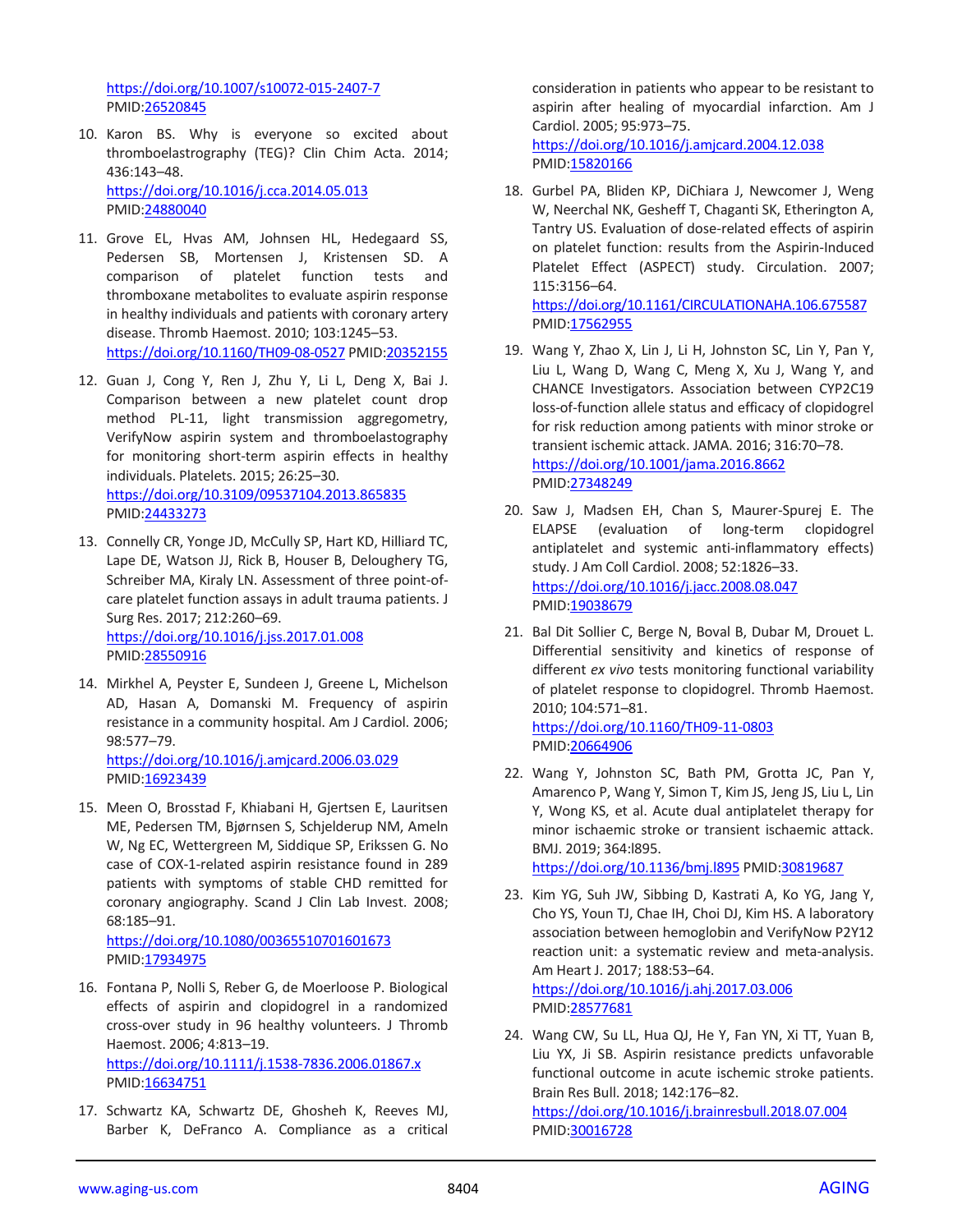https://doi.org/10.1007/s10072-015-2407-7
PMID:26520845

10. Karon BS. Why is everyone so excited about thromboelastrography (TEG)? Clin Chim Acta. 2014; 436:143–48.
https://doi.org/10.1016/j.cca.2014.05.013
PMID:24880040

11. Grove EL, Hvas AM, Johnsen HL, Hedegaard SS, Pedersen SB, Mortensen J, Kristensen SD. A comparison of platelet function tests and thromboxane metabolites to evaluate aspirin response in healthy individuals and patients with coronary artery disease. Thromb Haemost. 2010; 103:1245–53.
https://doi.org/10.1160/TH09-08-0527 PMID:20352155

12. Guan J, Cong Y, Ren J, Zhu Y, Li L, Deng X, Bai J. Comparison between a new platelet count drop method PL-11, light transmission aggregometry, VerifyNow aspirin system and thromboelastography for monitoring short-term aspirin effects in healthy individuals. Platelets. 2015; 26:25–30.
https://doi.org/10.3109/09537104.2013.865835
PMID:24433273

13. Connelly CR, Yonge JD, McCully SP, Hart KD, Hilliard TC, Lape DE, Watson JJ, Rick B, Houser B, Deloughery TG, Schreiber MA, Kiraly LN. Assessment of three point-of-care platelet function assays in adult trauma patients. J Surg Res. 2017; 212:260–69.
https://doi.org/10.1016/j.jss.2017.01.008
PMID:28550916

14. Mirkhel A, Peyster E, Sundeen J, Greene L, Michelson AD, Hasan A, Domanski M. Frequency of aspirin resistance in a community hospital. Am J Cardiol. 2006; 98:577–79.
https://doi.org/10.1016/j.amjcard.2006.03.029
PMID:16923439

15. Meen O, Brosstad F, Khiabani H, Gjertsen E, Lauritsen ME, Pedersen TM, Bjørnsen S, Schjelderup NM, Ameln W, Ng EC, Wettergreen M, Siddique SP, Erikssen G. No case of COX-1-related aspirin resistance found in 289 patients with symptoms of stable CHD remitted for coronary angiography. Scand J Clin Lab Invest. 2008; 68:185–91.
https://doi.org/10.1080/00365510701601673
PMID:17934975

16. Fontana P, Nolli S, Reber G, de Moerloose P. Biological effects of aspirin and clopidogrel in a randomized cross-over study in 96 healthy volunteers. J Thromb Haemost. 2006; 4:813–19.
https://doi.org/10.1111/j.1538-7836.2006.01867.x
PMID:16634751

17. Schwartz KA, Schwartz DE, Ghosheh K, Reeves MJ, Barber K, DeFranco A. Compliance as a critical consideration in patients who appear to be resistant to aspirin after healing of myocardial infarction. Am J Cardiol. 2005; 95:973–75.
https://doi.org/10.1016/j.amjcard.2004.12.038
PMID:15820166

18. Gurbel PA, Bliden KP, DiChiara J, Newcomer J, Weng W, Neerchal NK, Gesheff T, Chaganti SK, Etherington A, Tantry US. Evaluation of dose-related effects of aspirin on platelet function: results from the Aspirin-Induced Platelet Effect (ASPECT) study. Circulation. 2007; 115:3156–64.
https://doi.org/10.1161/CIRCULATIONAHA.106.675587
PMID:17562955

19. Wang Y, Zhao X, Lin J, Li H, Johnston SC, Lin Y, Pan Y, Liu L, Wang D, Wang C, Meng X, Xu J, Wang Y, and CHANCE Investigators. Association between CYP2C19 loss-of-function allele status and efficacy of clopidogrel for risk reduction among patients with minor stroke or transient ischemic attack. JAMA. 2016; 316:70–78.
https://doi.org/10.1001/jama.2016.8662
PMID:27348249

20. Saw J, Madsen EH, Chan S, Maurer-Spurej E. The ELAPSE (evaluation of long-term clopidogrel antiplatelet and systemic anti-inflammatory effects) study. J Am Coll Cardiol. 2008; 52:1826–33.
https://doi.org/10.1016/j.jacc.2008.08.047
PMID:19038679

21. Bal Dit Sollier C, Berge N, Boval B, Dubar M, Drouet L. Differential sensitivity and kinetics of response of different *ex vivo* tests monitoring functional variability of platelet response to clopidogrel. Thromb Haemost. 2010; 104:571–81.
https://doi.org/10.1160/TH09-11-0803
PMID:20664906

22. Wang Y, Johnston SC, Bath PM, Grotta JC, Pan Y, Amarenco P, Wang Y, Simon T, Kim JS, Jeng JS, Liu L, Lin Y, Wong KS, et al. Acute dual antiplatelet therapy for minor ischaemic stroke or transient ischaemic attack. BMJ. 2019; 364:l895.
https://doi.org/10.1136/bmj.l895 PMID:30819687

23. Kim YG, Suh JW, Sibbing D, Kastrati A, Ko YG, Jang Y, Cho YS, Youn TJ, Chae IH, Choi DJ, Kim HS. A laboratory association between hemoglobin and VerifyNow P2Y12 reaction unit: a systematic review and meta-analysis. Am Heart J. 2017; 188:53–64.
https://doi.org/10.1016/j.ahj.2017.03.006
PMID:28577681

24. Wang CW, Su LL, Hua QJ, He Y, Fan YN, Xi TT, Yuan B, Liu YX, Ji SB. Aspirin resistance predicts unfavorable functional outcome in acute ischemic stroke patients. Brain Res Bull. 2018; 142:176–82.
https://doi.org/10.1016/j.brainresbull.2018.07.004
PMID:30016728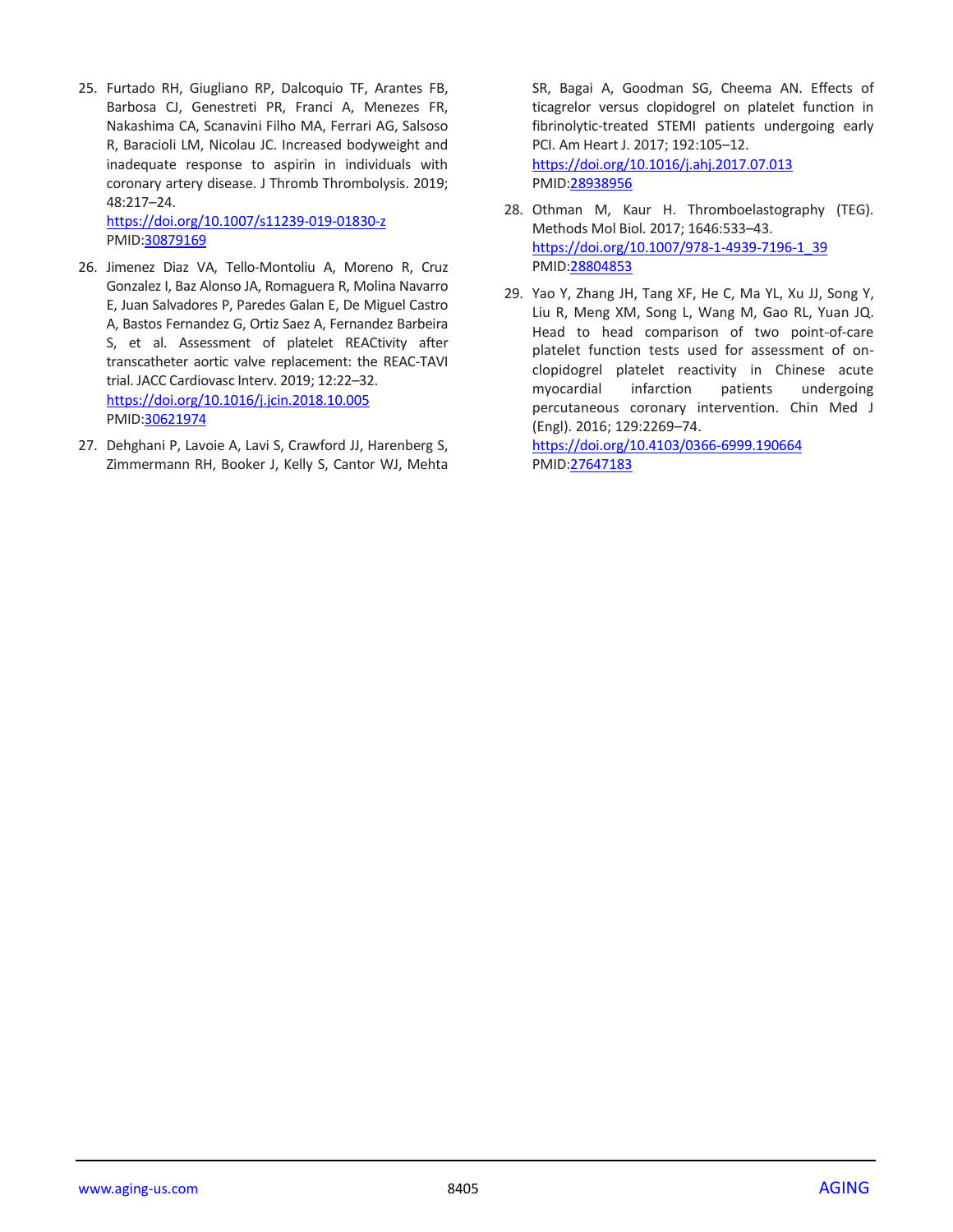25. Furtado RH, Giugliano RP, Dalcoquio TF, Arantes FB, Barbosa CJ, Genestreti PR, Franci A, Menezes FR, Nakashima CA, Scanavini Filho MA, Ferrari AG, Salsoso R, Baracioli LM, Nicolau JC. Increased bodyweight and inadequate response to aspirin in individuals with coronary artery disease. J Thromb Thrombolysis. 2019; 48:217–24.
https://doi.org/10.1007/s11239-019-01830-z
PMID:30879169

26. Jimenez Diaz VA, Tello-Montoliu A, Moreno R, Cruz Gonzalez I, Baz Alonso JA, Romaguera R, Molina Navarro E, Juan Salvadores P, Paredes Galan E, De Miguel Castro A, Bastos Fernandez G, Ortiz Saez A, Fernandez Barbeira S, et al. Assessment of platelet REACtivity after transcatheter aortic valve replacement: the REAC-TAVI trial. JACC Cardiovasc Interv. 2019; 12:22–32.
https://doi.org/10.1016/j.jcin.2018.10.005
PMID:30621974

27. Dehghani P, Lavoie A, Lavi S, Crawford JJ, Harenberg S, Zimmermann RH, Booker J, Kelly S, Cantor WJ, Mehta SR, Bagai A, Goodman SG, Cheema AN. Effects of ticagrelor versus clopidogrel on platelet function in fibrinolytic-treated STEMI patients undergoing early PCI. Am Heart J. 2017; 192:105–12.
https://doi.org/10.1016/j.ahj.2017.07.013
PMID:28938956

28. Othman M, Kaur H. Thromboelastography (TEG). Methods Mol Biol. 2017; 1646:533–43.
https://doi.org/10.1007/978-1-4939-7196-1_39
PMID:28804853

29. Yao Y, Zhang JH, Tang XF, He C, Ma YL, Xu JJ, Song Y, Liu R, Meng XM, Song L, Wang M, Gao RL, Yuan JQ. Head to head comparison of two point-of-care platelet function tests used for assessment of on-clopidogrel platelet reactivity in Chinese acute myocardial infarction patients undergoing percutaneous coronary intervention. Chin Med J (Engl). 2016; 129:2269–74.
https://doi.org/10.4103/0366-6999.190664
PMID:27647183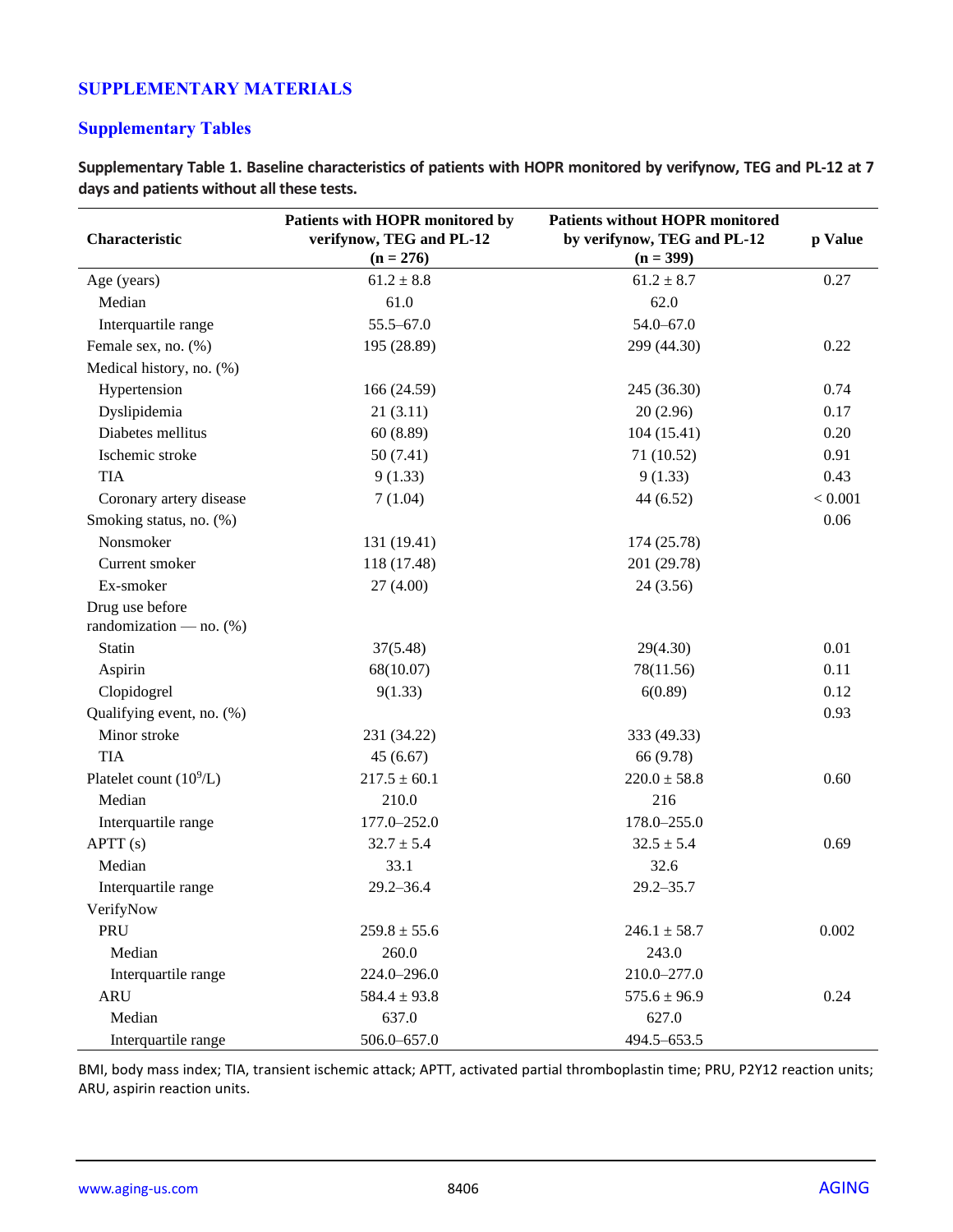# SUPPLEMENTARY MATERIALS

## Supplementary Tables

**Supplementary Table 1. Baseline characteristics of patients with HOPR monitored by verifynow, TEG and PL-12 at 7 days and patients without all these tests.**

| Characteristic | Patients with HOPR monitored by verifynow, TEG and PL-12 (n = 276) | Patients without HOPR monitored by verifynow, TEG and PL-12 (n = 399) | p Value |
|---|---|---|---|
| Age (years) | 61.2 ± 8.8 | 61.2 ± 8.7 | 0.27 |
| Median | 61.0 | 62.0 | |
| Interquartile range | 55.5–67.0 | 54.0–67.0 | |
| Female sex, no. (%) | 195 (28.89) | 299 (44.30) | 0.22 |
| Medical history, no. (%) | | | |
| Hypertension | 166 (24.59) | 245 (36.30) | 0.74 |
| Dyslipidemia | 21 (3.11) | 20 (2.96) | 0.17 |
| Diabetes mellitus | 60 (8.89) | 104 (15.41) | 0.20 |
| Ischemic stroke | 50 (7.41) | 71 (10.52) | 0.91 |
| TIA | 9 (1.33) | 9 (1.33) | 0.43 |
| Coronary artery disease | 7 (1.04) | 44 (6.52) | < 0.001 |
| Smoking status, no. (%) | | | 0.06 |
| Nonsmoker | 131 (19.41) | 174 (25.78) | |
| Current smoker | 118 (17.48) | 201 (29.78) | |
| Ex-smoker | 27 (4.00) | 24 (3.56) | |
| Drug use before randomization — no. (%) | | | |
| Statin | 37(5.48) | 29(4.30) | 0.01 |
| Aspirin | 68(10.07) | 78(11.56) | 0.11 |
| Clopidogrel | 9(1.33) | 6(0.89) | 0.12 |
| Qualifying event, no. (%) | | | 0.93 |
| Minor stroke | 231 (34.22) | 333 (49.33) | |
| TIA | 45 (6.67) | 66 (9.78) | |
| Platelet count ($10^9$/L) | 217.5 ± 60.1 | 220.0 ± 58.8 | 0.60 |
| Median | 210.0 | 216 | |
| Interquartile range | 177.0–252.0 | 178.0–255.0 | |
| APTT (s) | 32.7 ± 5.4 | 32.5 ± 5.4 | 0.69 |
| Median | 33.1 | 32.6 | |
| Interquartile range | 29.2–36.4 | 29.2–35.7 | |
| VerifyNow | | | |
| PRU | 259.8 ± 55.6 | 246.1 ± 58.7 | 0.002 |
| Median | 260.0 | 243.0 | |
| Interquartile range | 224.0–296.0 | 210.0–277.0 | |
| ARU | 584.4 ± 93.8 | 575.6 ± 96.9 | 0.24 |
| Median | 637.0 | 627.0 | |
| Interquartile range | 506.0–657.0 | 494.5–653.5 | |

BMI, body mass index; TIA, transient ischemic attack; APTT, activated partial thromboplastin time; PRU, P2Y12 reaction units; ARU, aspirin reaction units.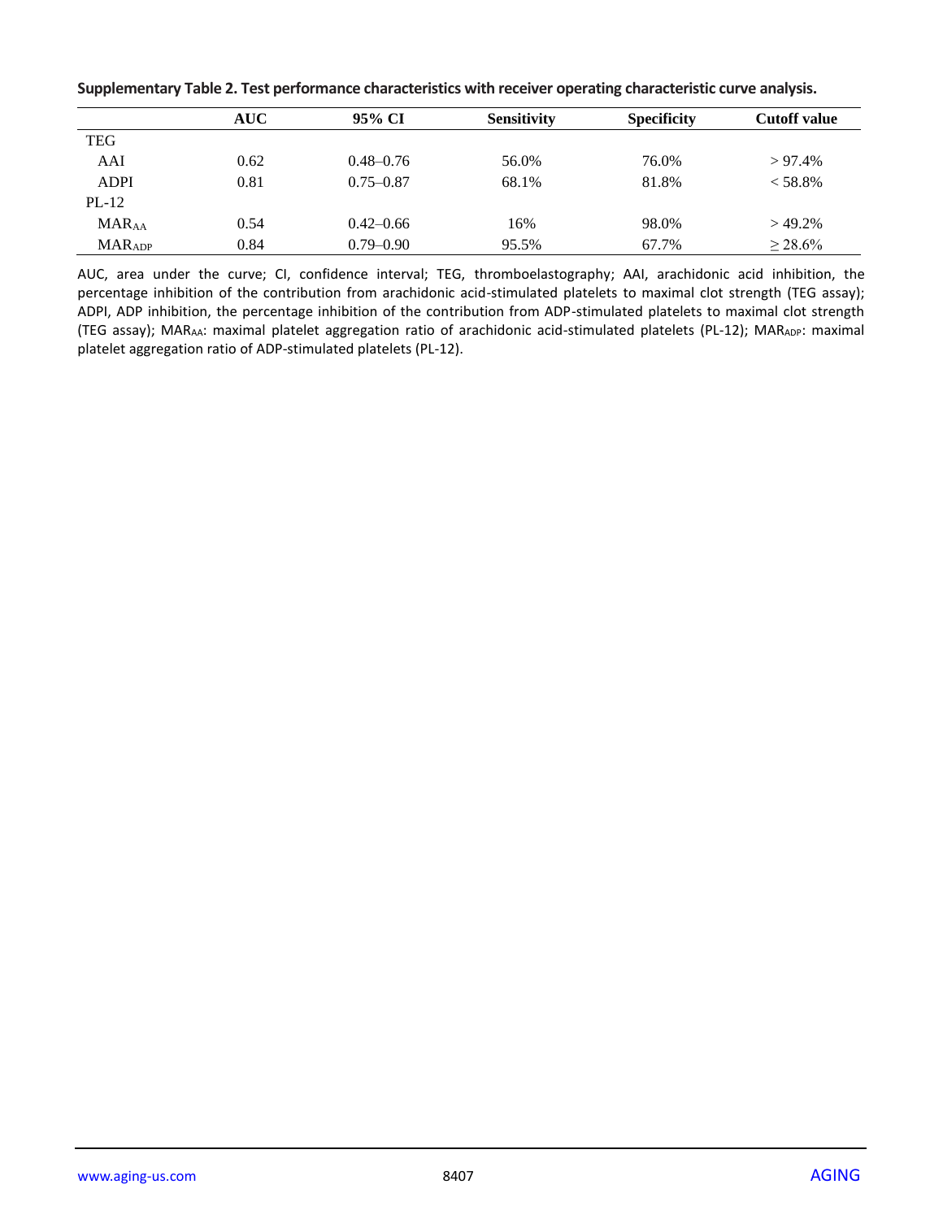**Supplementary Table 2. Test performance characteristics with receiver operating characteristic curve analysis.**

| | AUC | 95% CI | Sensitivity | Specificity | Cutoff value |
|---|---|---|---|---|---|
| TEG | | | | | |
| AAI | 0.62 | 0.48–0.76 | 56.0% | 76.0% | > 97.4% |
| ADPI | 0.81 | 0.75–0.87 | 68.1% | 81.8% | < 58.8% |
| PL-12 | | | | | |
| $MAR_{AA}$ | 0.54 | 0.42–0.66 | 16% | 98.0% | > 49.2% |
| $MAR_{ADP}$ | 0.84 | 0.79–0.90 | 95.5% | 67.7% | ≥ 28.6% |

AUC, area under the curve; CI, confidence interval; TEG, thromboelastography; AAI, arachidonic acid inhibition, the percentage inhibition of the contribution from arachidonic acid-stimulated platelets to maximal clot strength (TEG assay); ADPI, ADP inhibition, the percentage inhibition of the contribution from ADP-stimulated platelets to maximal clot strength (TEG assay); $MAR_{AA}$: maximal platelet aggregation ratio of arachidonic acid-stimulated platelets (PL-12); $MAR_{ADP}$: maximal platelet aggregation ratio of ADP-stimulated platelets (PL-12).